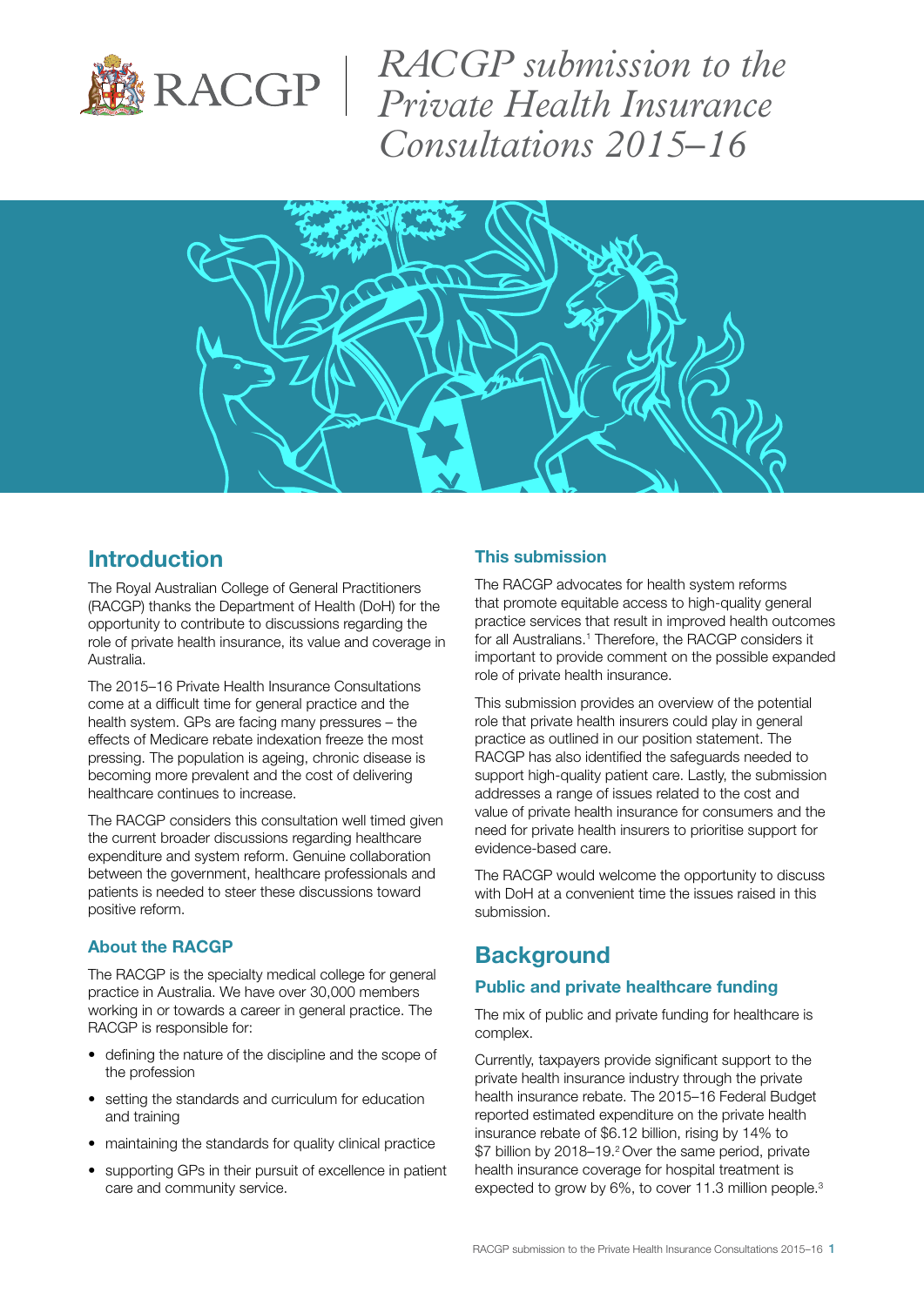# RACGP submission to the Private Health Insurance Consultations 2015–16

## Introduction

The Royal Australian College of General Practitioners (RACGP) thanks the Department of Health (DoH) for the opportunity to contribute to discussions regarding the role of private health insurance, its value and coverage in Australia.

The 2015–16 Private Health Insurance Consultations come at a difficult time for general practice and the health system. GPs are facing many pressures – the effects of Medicare rebate indexation freeze the most pressing. The population is ageing, chronic disease is becoming more prevalent and the cost of delivering healthcare continues to increase.

The RACGP considers this consultation well timed given the current broader discussions regarding healthcare expenditure and system reform. Genuine collaboration between the government, healthcare professionals and patients is needed to steer these discussions toward positive reform.

### About the RACGP

The RACGP is the specialty medical college for general practice in Australia. We have over 30,000 members working in or towards a career in general practice. The RACGP is responsible for:

- defining the nature of the discipline and the scope of the profession
- setting the standards and curriculum for education and training
- maintaining the standards for quality clinical practice
- supporting GPs in their pursuit of excellence in patient care and community service.

### This submission

The RACGP advocates for health system reforms that promote equitable access to high-quality general practice services that result in improved health outcomes for all Australians.[1] Therefore, the RACGP considers it important to provide comment on the possible expanded role of private health insurance.

This submission provides an overview of the potential role that private health insurers could play in general practice as outlined in our position statement. The RACGP has also identified the safeguards needed to support high-quality patient care. Lastly, the submission addresses a range of issues related to the cost and value of private health insurance for consumers and the need for private health insurers to prioritise support for evidence-based care.

The RACGP would welcome the opportunity to discuss with DoH at a convenient time the issues raised in this submission.

## Background

### Public and private healthcare funding

The mix of public and private funding for healthcare is complex.

Currently, taxpayers provide significant support to the private health insurance industry through the private health insurance rebate. The 2015–16 Federal Budget reported estimated expenditure on the private health insurance rebate of $6.12 billion, rising by 14% to $7 billion by 2018–19.[2] Over the same period, private health insurance coverage for hospital treatment is expected to grow by 6%, to cover 11.3 million people.[3]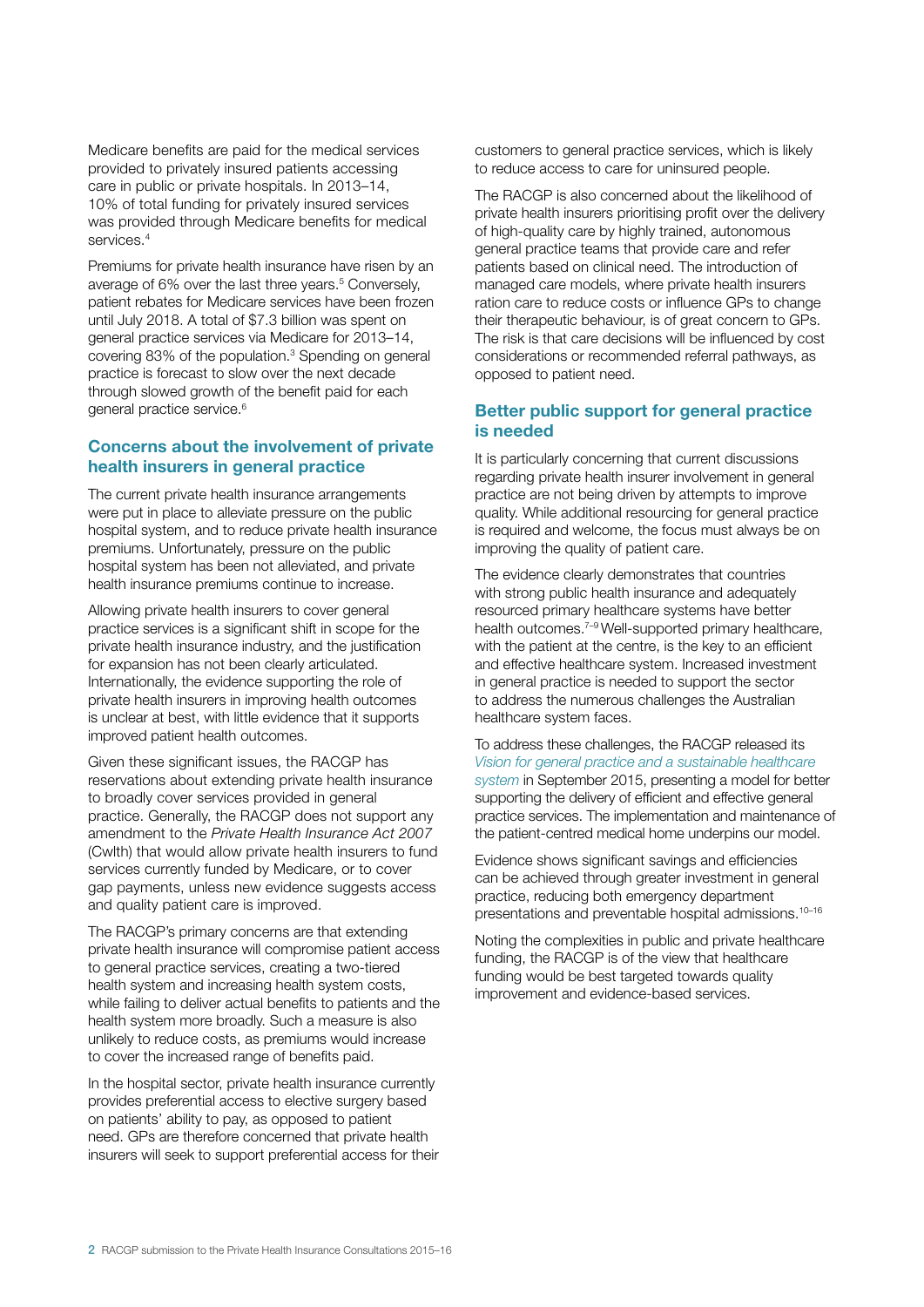Medicare benefits are paid for the medical services provided to privately insured patients accessing care in public or private hospitals. In 2013–14, 10% of total funding for privately insured services was provided through Medicare benefits for medical services.[4]

Premiums for private health insurance have risen by an average of 6% over the last three years.[5] Conversely, patient rebates for Medicare services have been frozen until July 2018. A total of $7.3 billion was spent on general practice services via Medicare for 2013–14, covering 83% of the population.[3] Spending on general practice is forecast to slow over the next decade through slowed growth of the benefit paid for each general practice service.[6]

## Concerns about the involvement of private health insurers in general practice

The current private health insurance arrangements were put in place to alleviate pressure on the public hospital system, and to reduce private health insurance premiums. Unfortunately, pressure on the public hospital system has been not alleviated, and private health insurance premiums continue to increase.

Allowing private health insurers to cover general practice services is a significant shift in scope for the private health insurance industry, and the justification for expansion has not been clearly articulated. Internationally, the evidence supporting the role of private health insurers in improving health outcomes is unclear at best, with little evidence that it supports improved patient health outcomes.

Given these significant issues, the RACGP has reservations about extending private health insurance to broadly cover services provided in general practice. Generally, the RACGP does not support any amendment to the *Private Health Insurance Act 2007* (Cwlth) that would allow private health insurers to fund services currently funded by Medicare, or to cover gap payments, unless new evidence suggests access and quality patient care is improved.

The RACGP's primary concerns are that extending private health insurance will compromise patient access to general practice services, creating a two-tiered health system and increasing health system costs, while failing to deliver actual benefits to patients and the health system more broadly. Such a measure is also unlikely to reduce costs, as premiums would increase to cover the increased range of benefits paid.

In the hospital sector, private health insurance currently provides preferential access to elective surgery based on patients' ability to pay, as opposed to patient need. GPs are therefore concerned that private health insurers will seek to support preferential access for their customers to general practice services, which is likely to reduce access to care for uninsured people.

The RACGP is also concerned about the likelihood of private health insurers prioritising profit over the delivery of high-quality care by highly trained, autonomous general practice teams that provide care and refer patients based on clinical need. The introduction of managed care models, where private health insurers ration care to reduce costs or influence GPs to change their therapeutic behaviour, is of great concern to GPs. The risk is that care decisions will be influenced by cost considerations or recommended referral pathways, as opposed to patient need.

## Better public support for general practice is needed

It is particularly concerning that current discussions regarding private health insurer involvement in general practice are not being driven by attempts to improve quality. While additional resourcing for general practice is required and welcome, the focus must always be on improving the quality of patient care.

The evidence clearly demonstrates that countries with strong public health insurance and adequately resourced primary healthcare systems have better health outcomes.[7–9] Well-supported primary healthcare, with the patient at the centre, is the key to an efficient and effective healthcare system. Increased investment in general practice is needed to support the sector to address the numerous challenges the Australian healthcare system faces.

To address these challenges, the RACGP released its *Vision for general practice and a sustainable healthcare system* in September 2015, presenting a model for better supporting the delivery of efficient and effective general practice services. The implementation and maintenance of the patient-centred medical home underpins our model.

Evidence shows significant savings and efficiencies can be achieved through greater investment in general practice, reducing both emergency department presentations and preventable hospital admissions.[10–16]

Noting the complexities in public and private healthcare funding, the RACGP is of the view that healthcare funding would be best targeted towards quality improvement and evidence-based services.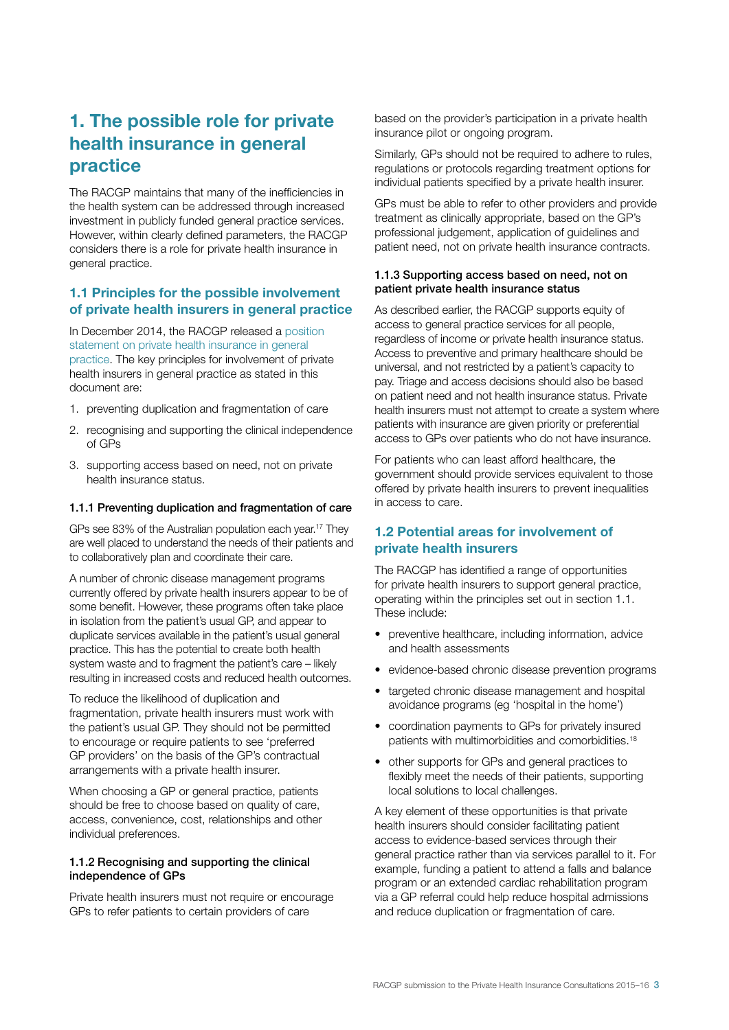# 1. The possible role for private health insurance in general practice

The RACGP maintains that many of the inefficiencies in the health system can be addressed through increased investment in publicly funded general practice services. However, within clearly defined parameters, the RACGP considers there is a role for private health insurance in general practice.

## 1.1 Principles for the possible involvement of private health insurers in general practice

In December 2014, the RACGP released a position statement on private health insurance in general practice. The key principles for involvement of private health insurers in general practice as stated in this document are:

1. preventing duplication and fragmentation of care
2. recognising and supporting the clinical independence of GPs
3. supporting access based on need, not on private health insurance status.

### 1.1.1 Preventing duplication and fragmentation of care

GPs see 83% of the Australian population each year.[17] They are well placed to understand the needs of their patients and to collaboratively plan and coordinate their care.

A number of chronic disease management programs currently offered by private health insurers appear to be of some benefit. However, these programs often take place in isolation from the patient's usual GP, and appear to duplicate services available in the patient's usual general practice. This has the potential to create both health system waste and to fragment the patient's care – likely resulting in increased costs and reduced health outcomes.

To reduce the likelihood of duplication and fragmentation, private health insurers must work with the patient's usual GP. They should not be permitted to encourage or require patients to see 'preferred GP providers' on the basis of the GP's contractual arrangements with a private health insurer.

When choosing a GP or general practice, patients should be free to choose based on quality of care, access, convenience, cost, relationships and other individual preferences.

### 1.1.2 Recognising and supporting the clinical independence of GPs

Private health insurers must not require or encourage GPs to refer patients to certain providers of care based on the provider's participation in a private health insurance pilot or ongoing program.

Similarly, GPs should not be required to adhere to rules, regulations or protocols regarding treatment options for individual patients specified by a private health insurer.

GPs must be able to refer to other providers and provide treatment as clinically appropriate, based on the GP's professional judgement, application of guidelines and patient need, not on private health insurance contracts.

### 1.1.3 Supporting access based on need, not on patient private health insurance status

As described earlier, the RACGP supports equity of access to general practice services for all people, regardless of income or private health insurance status. Access to preventive and primary healthcare should be universal, and not restricted by a patient's capacity to pay. Triage and access decisions should also be based on patient need and not health insurance status. Private health insurers must not attempt to create a system where patients with insurance are given priority or preferential access to GPs over patients who do not have insurance.

For patients who can least afford healthcare, the government should provide services equivalent to those offered by private health insurers to prevent inequalities in access to care.

## 1.2 Potential areas for involvement of private health insurers

The RACGP has identified a range of opportunities for private health insurers to support general practice, operating within the principles set out in section 1.1. These include:

- preventive healthcare, including information, advice and health assessments
- evidence-based chronic disease prevention programs
- targeted chronic disease management and hospital avoidance programs (eg 'hospital in the home')
- coordination payments to GPs for privately insured patients with multimorbidities and comorbidities.[18]
- other supports for GPs and general practices to flexibly meet the needs of their patients, supporting local solutions to local challenges.

A key element of these opportunities is that private health insurers should consider facilitating patient access to evidence-based services through their general practice rather than via services parallel to it. For example, funding a patient to attend a falls and balance program or an extended cardiac rehabilitation program via a GP referral could help reduce hospital admissions and reduce duplication or fragmentation of care.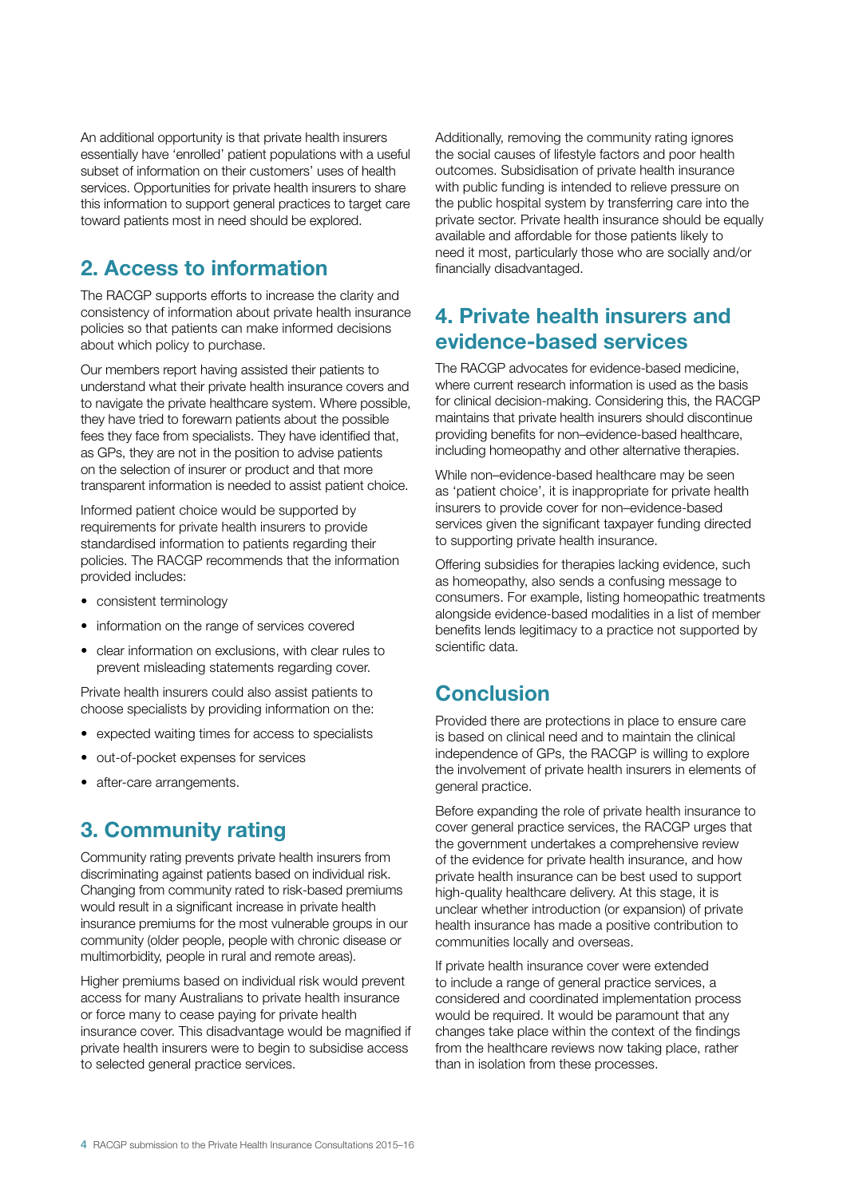An additional opportunity is that private health insurers essentially have 'enrolled' patient populations with a useful subset of information on their customers' uses of health services. Opportunities for private health insurers to share this information to support general practices to target care toward patients most in need should be explored.

## 2. Access to information

The RACGP supports efforts to increase the clarity and consistency of information about private health insurance policies so that patients can make informed decisions about which policy to purchase.

Our members report having assisted their patients to understand what their private health insurance covers and to navigate the private healthcare system. Where possible, they have tried to forewarn patients about the possible fees they face from specialists. They have identified that, as GPs, they are not in the position to advise patients on the selection of insurer or product and that more transparent information is needed to assist patient choice.

Informed patient choice would be supported by requirements for private health insurers to provide standardised information to patients regarding their policies. The RACGP recommends that the information provided includes:

- consistent terminology
- information on the range of services covered
- clear information on exclusions, with clear rules to prevent misleading statements regarding cover.

Private health insurers could also assist patients to choose specialists by providing information on the:

- expected waiting times for access to specialists
- out-of-pocket expenses for services
- after-care arrangements.

## 3. Community rating

Community rating prevents private health insurers from discriminating against patients based on individual risk. Changing from community rated to risk-based premiums would result in a significant increase in private health insurance premiums for the most vulnerable groups in our community (older people, people with chronic disease or multimorbidity, people in rural and remote areas).

Higher premiums based on individual risk would prevent access for many Australians to private health insurance or force many to cease paying for private health insurance cover. This disadvantage would be magnified if private health insurers were to begin to subsidise access to selected general practice services.

Additionally, removing the community rating ignores the social causes of lifestyle factors and poor health outcomes. Subsidisation of private health insurance with public funding is intended to relieve pressure on the public hospital system by transferring care into the private sector. Private health insurance should be equally available and affordable for those patients likely to need it most, particularly those who are socially and/or financially disadvantaged.

## 4. Private health insurers and evidence-based services

The RACGP advocates for evidence-based medicine, where current research information is used as the basis for clinical decision-making. Considering this, the RACGP maintains that private health insurers should discontinue providing benefits for non–evidence-based healthcare, including homeopathy and other alternative therapies.

While non–evidence-based healthcare may be seen as 'patient choice', it is inappropriate for private health insurers to provide cover for non–evidence-based services given the significant taxpayer funding directed to supporting private health insurance.

Offering subsidies for therapies lacking evidence, such as homeopathy, also sends a confusing message to consumers. For example, listing homeopathic treatments alongside evidence-based modalities in a list of member benefits lends legitimacy to a practice not supported by scientific data.

## Conclusion

Provided there are protections in place to ensure care is based on clinical need and to maintain the clinical independence of GPs, the RACGP is willing to explore the involvement of private health insurers in elements of general practice.

Before expanding the role of private health insurance to cover general practice services, the RACGP urges that the government undertakes a comprehensive review of the evidence for private health insurance, and how private health insurance can be best used to support high-quality healthcare delivery. At this stage, it is unclear whether introduction (or expansion) of private health insurance has made a positive contribution to communities locally and overseas.

If private health insurance cover were extended to include a range of general practice services, a considered and coordinated implementation process would be required. It would be paramount that any changes take place within the context of the findings from the healthcare reviews now taking place, rather than in isolation from these processes.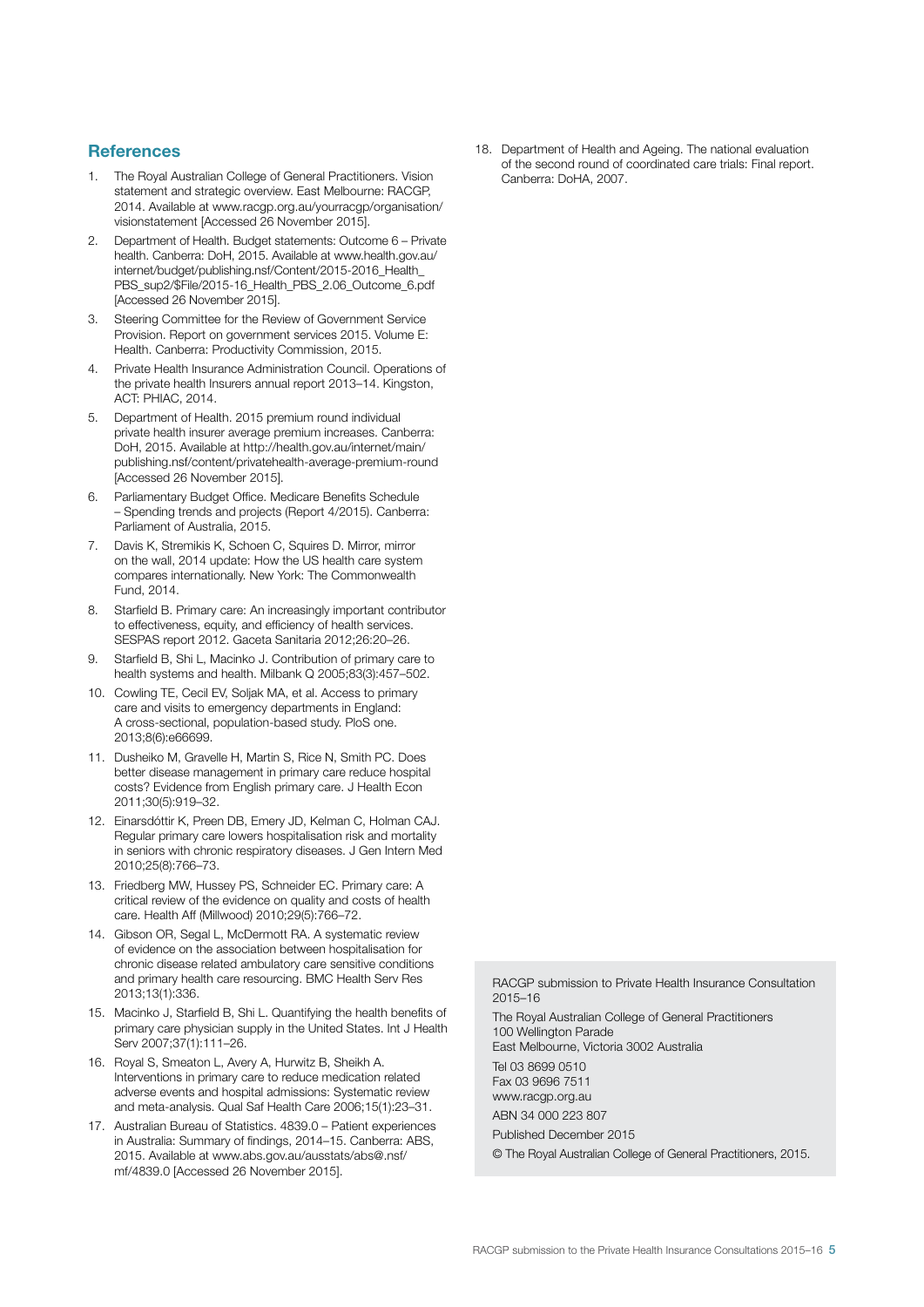## References

1. The Royal Australian College of General Practitioners. Vision statement and strategic overview. East Melbourne: RACGP, 2014. Available at www.racgp.org.au/yourracgp/organisation/visionstatement [Accessed 26 November 2015].
2. Department of Health. Budget statements: Outcome 6 – Private health. Canberra: DoH, 2015. Available at www.health.gov.au/internet/budget/publishing.nsf/Content/2015-2016_Health_PBS_sup2/$File/2015-16_Health_PBS_2.06_Outcome_6.pdf [Accessed 26 November 2015].
3. Steering Committee for the Review of Government Service Provision. Report on government services 2015. Volume E: Health. Canberra: Productivity Commission, 2015.
4. Private Health Insurance Administration Council. Operations of the private health Insurers annual report 2013–14. Kingston, ACT: PHIAC, 2014.
5. Department of Health. 2015 premium round individual private health insurer average premium increases. Canberra: DoH, 2015. Available at http://health.gov.au/internet/main/publishing.nsf/content/privatehealth-average-premium-round [Accessed 26 November 2015].
6. Parliamentary Budget Office. Medicare Benefits Schedule – Spending trends and projects (Report 4/2015). Canberra: Parliament of Australia, 2015.
7. Davis K, Stremikis K, Schoen C, Squires D. Mirror, mirror on the wall, 2014 update: How the US health care system compares internationally. New York: The Commonwealth Fund, 2014.
8. Starfield B. Primary care: An increasingly important contributor to effectiveness, equity, and efficiency of health services. SESPAS report 2012. Gaceta Sanitaria 2012;26:20–26.
9. Starfield B, Shi L, Macinko J. Contribution of primary care to health systems and health. Milbank Q 2005;83(3):457–502.
10. Cowling TE, Cecil EV, Soljak MA, et al. Access to primary care and visits to emergency departments in England: A cross-sectional, population-based study. PloS one. 2013;8(6):e66699.
11. Dusheiko M, Gravelle H, Martin S, Rice N, Smith PC. Does better disease management in primary care reduce hospital costs? Evidence from English primary care. J Health Econ 2011;30(5):919–32.
12. Einarsdóttir K, Preen DB, Emery JD, Kelman C, Holman CAJ. Regular primary care lowers hospitalisation risk and mortality in seniors with chronic respiratory diseases. J Gen Intern Med 2010;25(8):766–73.
13. Friedberg MW, Hussey PS, Schneider EC. Primary care: A critical review of the evidence on quality and costs of health care. Health Aff (Millwood) 2010;29(5):766–72.
14. Gibson OR, Segal L, McDermott RA. A systematic review of evidence on the association between hospitalisation for chronic disease related ambulatory care sensitive conditions and primary health care resourcing. BMC Health Serv Res 2013;13(1):336.
15. Macinko J, Starfield B, Shi L. Quantifying the health benefits of primary care physician supply in the United States. Int J Health Serv 2007;37(1):111–26.
16. Royal S, Smeaton L, Avery A, Hurwitz B, Sheikh A. Interventions in primary care to reduce medication related adverse events and hospital admissions: Systematic review and meta-analysis. Qual Saf Health Care 2006;15(1):23–31.
17. Australian Bureau of Statistics. 4839.0 – Patient experiences in Australia: Summary of findings, 2014–15. Canberra: ABS, 2015. Available at www.abs.gov.au/ausstats/abs@.nsf/mf/4839.0 [Accessed 26 November 2015].
18. Department of Health and Ageing. The national evaluation of the second round of coordinated care trials: Final report. Canberra: DoHA, 2007.

RACGP submission to Private Health Insurance Consultation 2015–16

The Royal Australian College of General Practitioners
100 Wellington Parade
East Melbourne, Victoria 3002 Australia

Tel 03 8699 0510
Fax 03 9696 7511
www.racgp.org.au

ABN 34 000 223 807

Published December 2015

© The Royal Australian College of General Practitioners, 2015.